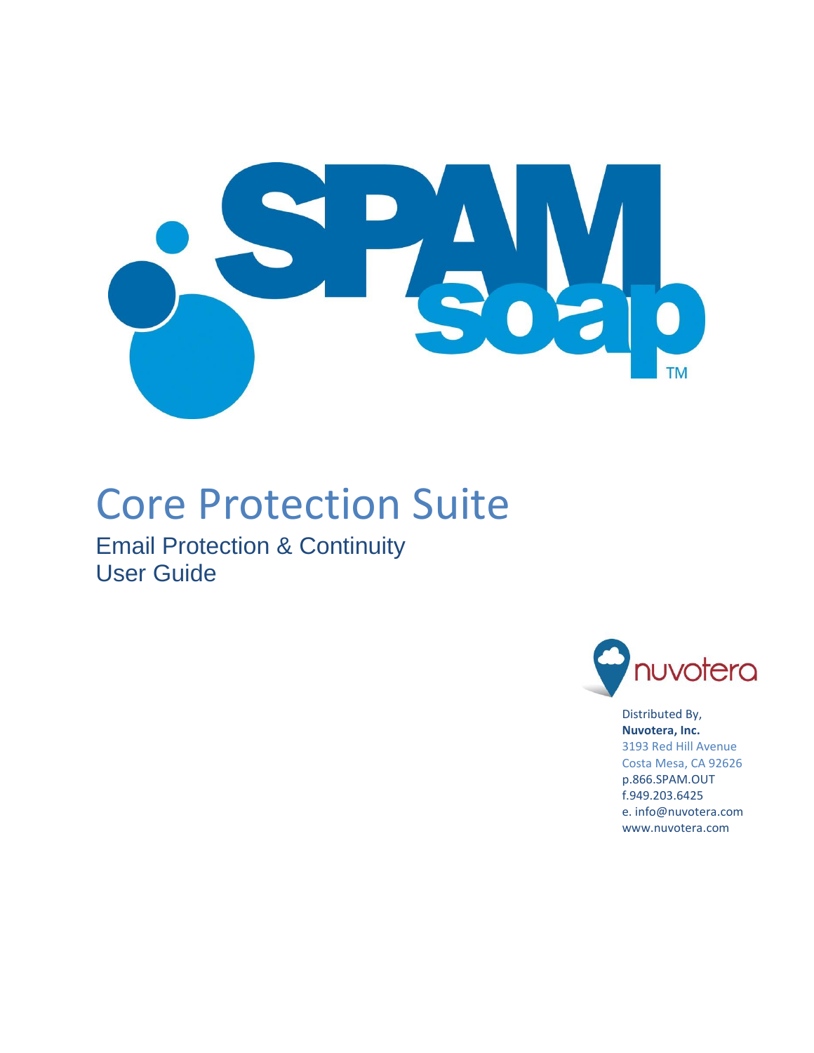# Core Protection Suite

## Email Protection & Continuity
## User Guide

Distributed By,
**Nuvotera, Inc.**
3193 Red Hill Avenue
Costa Mesa, CA 92626
p.866.SPAM.OUT
f.949.203.6425
e. info@nuvotera.com
www.nuvotera.com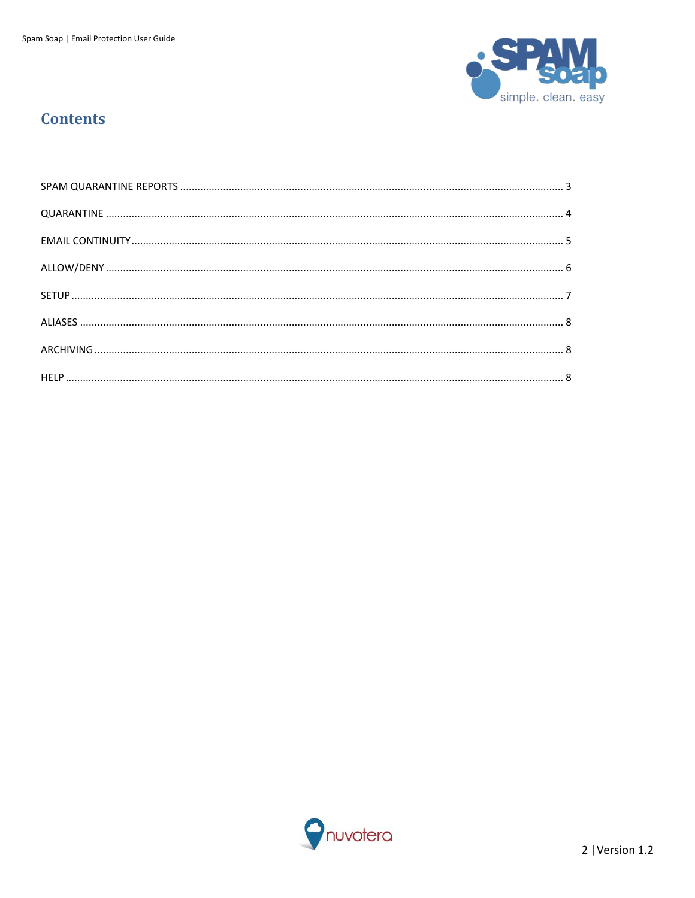# Contents

SPAM QUARANTINE REPORTS ........................................................................................................................ 3

QUARANTINE .............................................................................................................................................. 4

EMAIL CONTINUITY ..................................................................................................................................... 5

ALLOW/DENY ............................................................................................................................................. 6

SETUP ......................................................................................................................................................... 7

ALIASES ....................................................................................................................................................... 8

ARCHIVING ................................................................................................................................................. 8

HELP ........................................................................................................................................................... 8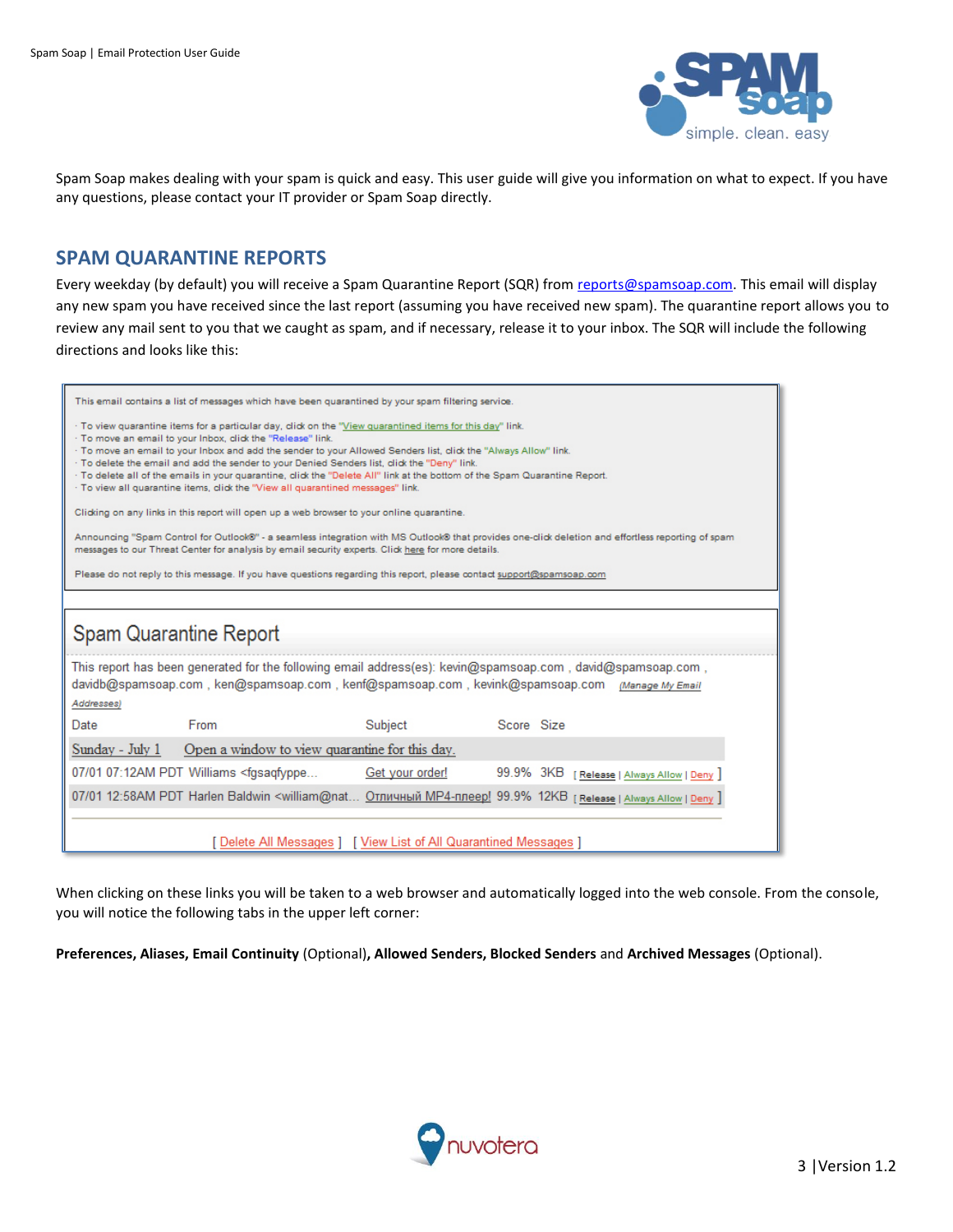Spam Soap makes dealing with your spam is quick and easy. This user guide will give you information on what to expect. If you have any questions, please contact your IT provider or Spam Soap directly.

## SPAM QUARANTINE REPORTS

Every weekday (by default) you will receive a Spam Quarantine Report (SQR) from reports@spamsoap.com. This email will display any new spam you have received since the last report (assuming you have received new spam). The quarantine report allows you to review any mail sent to you that we caught as spam, and if necessary, release it to your inbox. The SQR will include the following directions and looks like this:

This email contains a list of messages which have been quarantined by your spam filtering service.

- To view quarantine items for a particular day, click on the "View quarantined items for this day" link.
- To move an email to your Inbox, click the "Release" link.
- To move an email to your Inbox and add the sender to your Allowed Senders list, click the "Always Allow" link.
- To delete the email and add the sender to your Denied Senders list, click the "Deny" link.
- To delete all of the emails in your quarantine, click the "Delete All" link at the bottom of the Spam Quarantine Report.
- To view all quarantine items, click the "View all quarantined messages" link.

Clicking on any links in this report will open up a web browser to your online quarantine.

Announcing "Spam Control for Outlook®" - a seamless integration with MS Outlook® that provides one-click deletion and effortless reporting of spam messages to our Threat Center for analysis by email security experts. Click here for more details.

Please do not reply to this message. If you have questions regarding this report, please contact support@spamsoap.com

### Spam Quarantine Report

This report has been generated for the following email address(es): kevin@spamsoap.com , david@spamsoap.com , davidb@spamsoap.com , ken@spamsoap.com , kenf@spamsoap.com , kevink@spamsoap.com (Manage My Email Addresses)

| Date | From | Subject | Score | Size | |
|---|---|---|---|---|---|
| Sunday - July 1 | Open a window to view quarantine for this day. | | | | |
| 07/01 07:12AM PDT | Williams <fgsaqfyppe... | Get your order! | 99.9% | 3KB | [ Release \| Always Allow \| Deny ] |
| 07/01 12:58AM PDT | Harlen Baldwin <william@nat... | Отличный MP4-плеер! | 99.9% | 12KB | [ Release \| Always Allow \| Deny ] |

[ Delete All Messages ] [ View List of All Quarantined Messages ]

When clicking on these links you will be taken to a web browser and automatically logged into the web console. From the console, you will notice the following tabs in the upper left corner:

**Preferences, Aliases, Email Continuity** (Optional)**, Allowed Senders, Blocked Senders** and **Archived Messages** (Optional).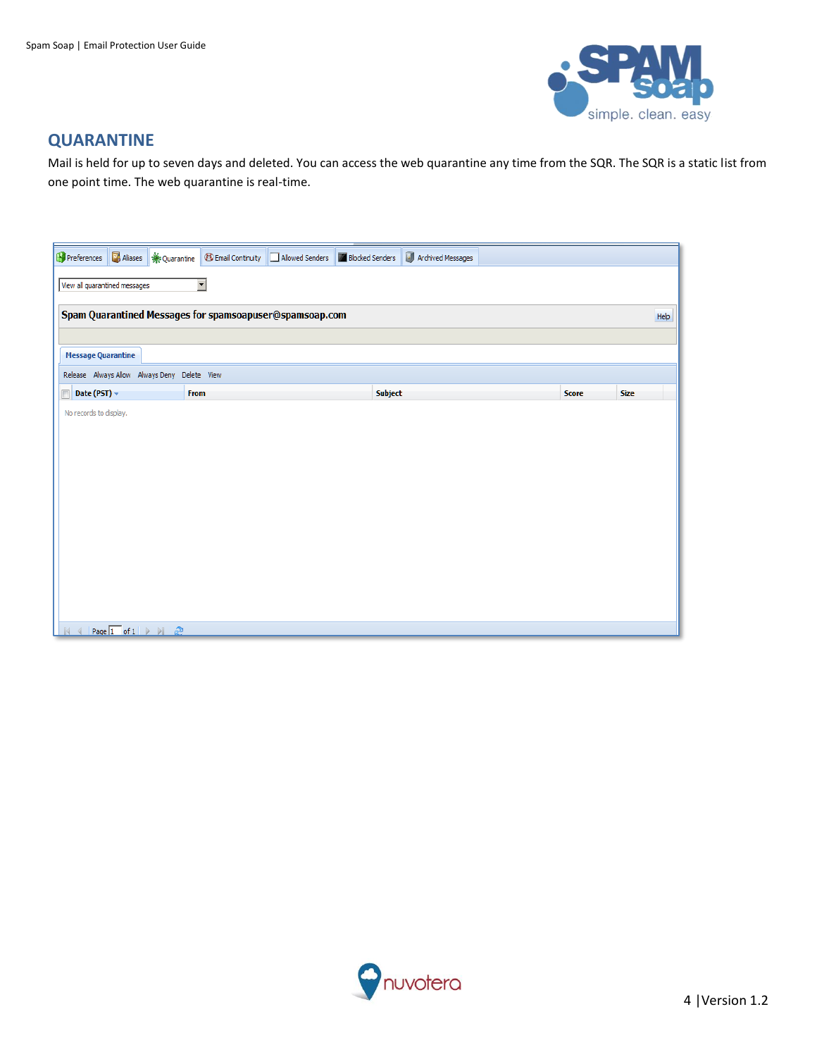## QUARANTINE

Mail is held for up to seven days and deleted. You can access the web quarantine any time from the SQR. The SQR is a static list from one point time. The web quarantine is real-time.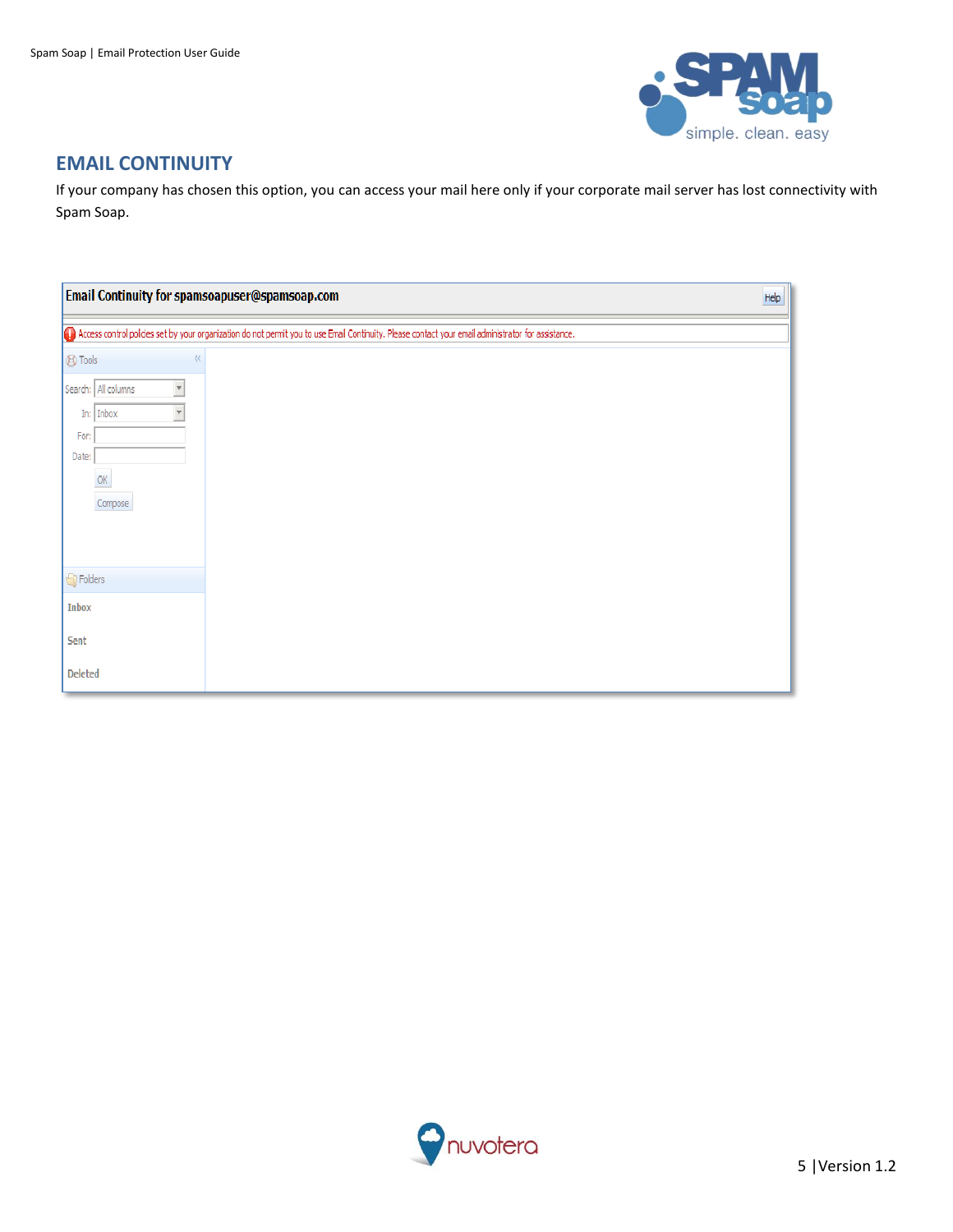## EMAIL CONTINUITY

If your company has chosen this option, you can access your mail here only if your corporate mail server has lost connectivity with Spam Soap.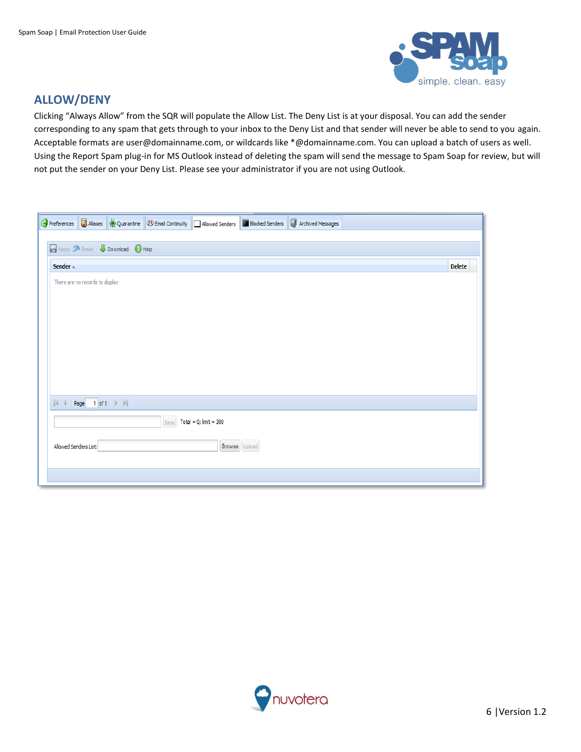## ALLOW/DENY

Clicking "Always Allow" from the SQR will populate the Allow List. The Deny List is at your disposal. You can add the sender corresponding to any spam that gets through to your inbox to the Deny List and that sender will never be able to send to you again. Acceptable formats are user@domainname.com, or wildcards like *@domainname.com. You can upload a batch of users as well. Using the Report Spam plug-in for MS Outlook instead of deleting the spam will send the message to Spam Soap for review, but will not put the sender on your Deny List. Please see your administrator if you are not using Outlook.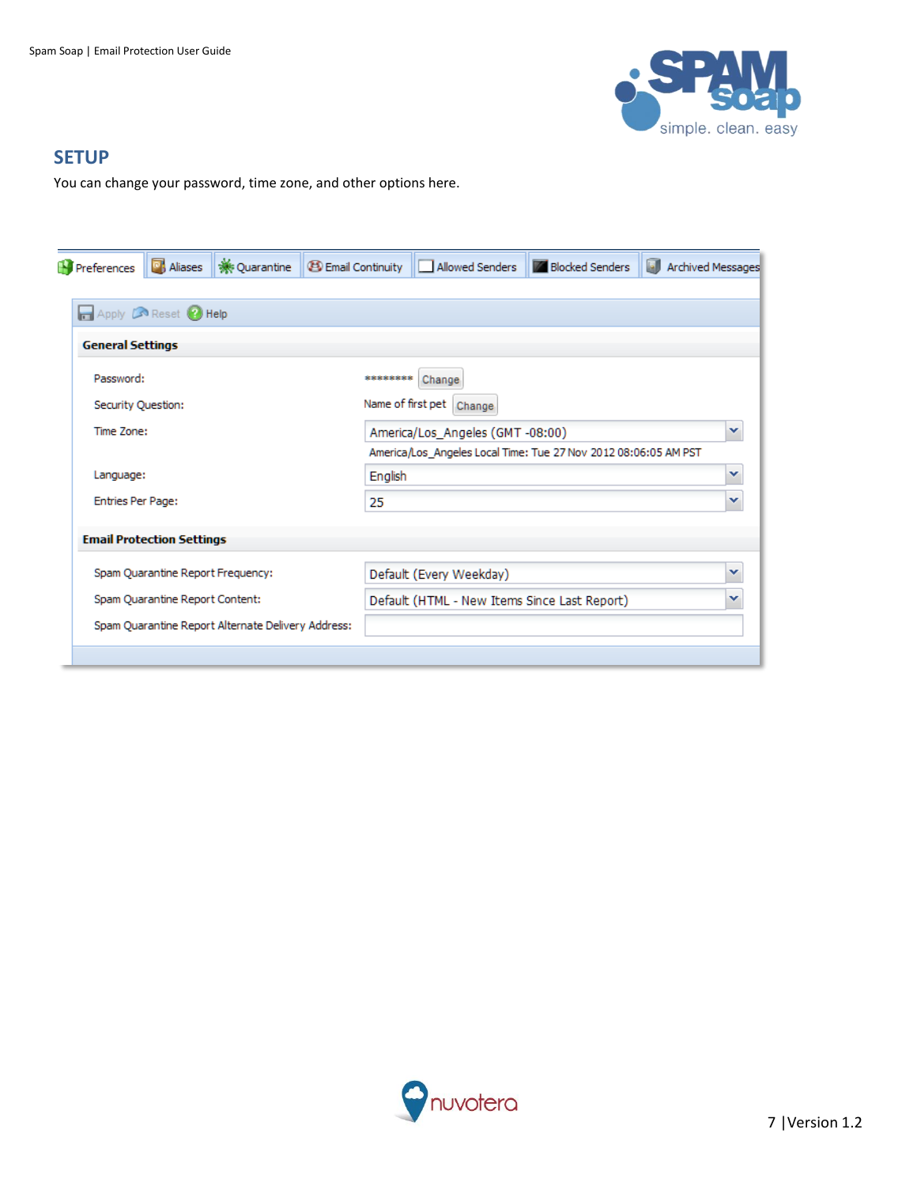## SETUP

You can change your password, time zone, and other options here.

Preferences | Aliases | Quarantine | Email Continuity | Allowed Senders | Blocked Senders | Archived Messages

Apply | Reset | Help

**General Settings**

| | |
|---|---|
| Password: | ******** Change |
| Security Question: | Name of first pet Change |
| Time Zone: | America/Los_Angeles (GMT -08:00) |
| | America/Los_Angeles Local Time: Tue 27 Nov 2012 08:06:05 AM PST |
| Language: | English |
| Entries Per Page: | 25 |

**Email Protection Settings**

| | |
|---|---|
| Spam Quarantine Report Frequency: | Default (Every Weekday) |
| Spam Quarantine Report Content: | Default (HTML - New Items Since Last Report) |
| Spam Quarantine Report Alternate Delivery Address: | |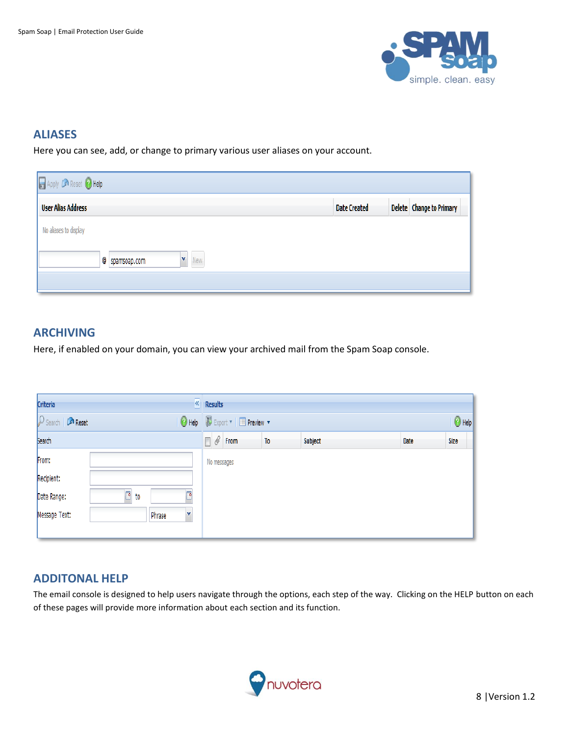## ALIASES

Here you can see, add, or change to primary various user aliases on your account.

## ARCHIVING

Here, if enabled on your domain, you can view your archived mail from the Spam Soap console.

## ADDITONAL HELP

The email console is designed to help users navigate through the options, each step of the way. Clicking on the HELP button on each of these pages will provide more information about each section and its function.